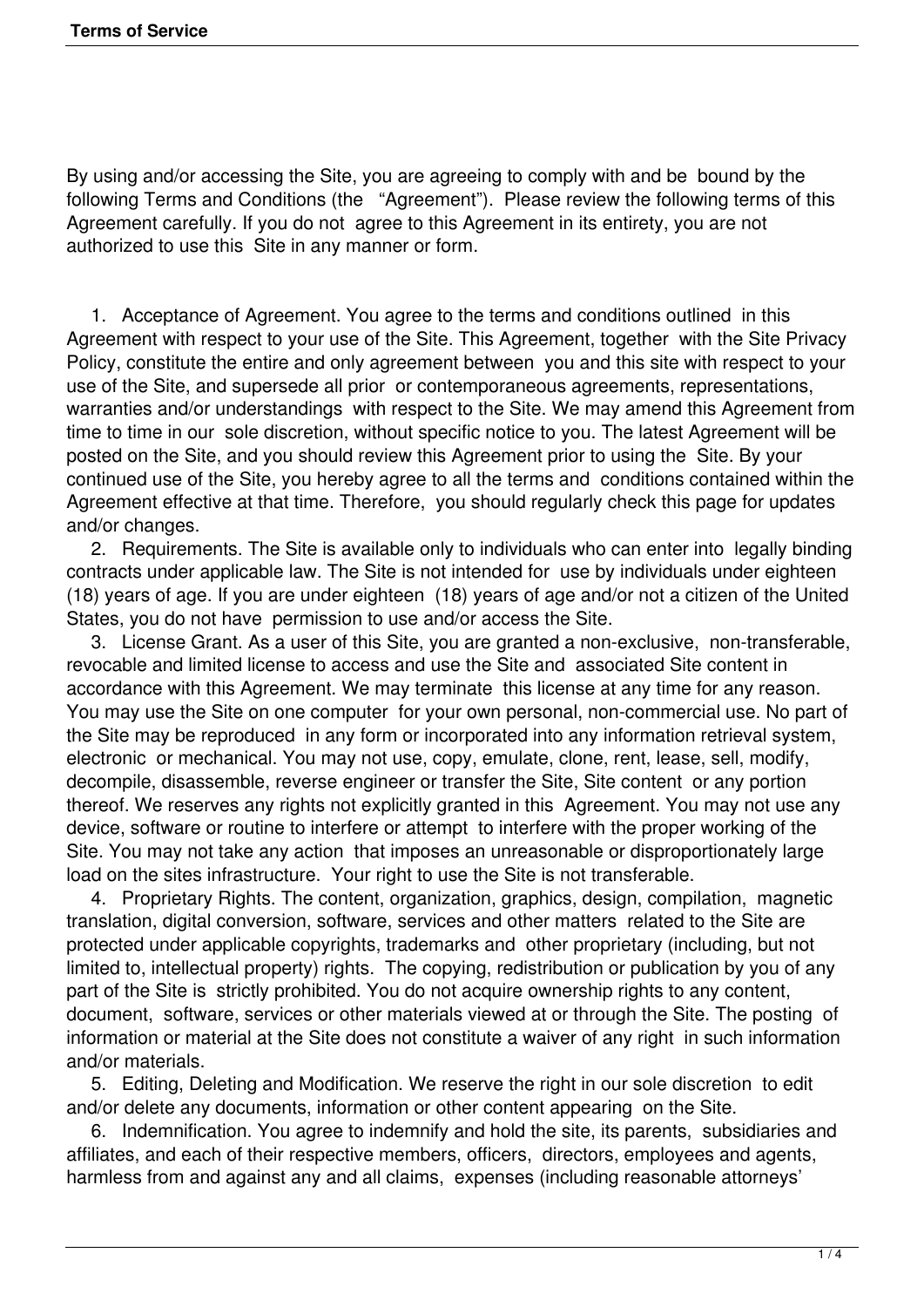By using and/or accessing the Site, you are agreeing to comply with and be bound by the following Terms and Conditions (the "Agreement"). Please review the following terms of this Agreement carefully. If you do not agree to this Agreement in its entirety, you are not authorized to use this Site in any manner or form.

1. Acceptance of Agreement. You agree to the terms and conditions outlined in this Agreement with respect to your use of the Site. This Agreement, together with the Site Privacy Policy, constitute the entire and only agreement between you and this site with respect to your use of the Site, and supersede all prior or contemporaneous agreements, representations, warranties and/or understandings with respect to the Site. We may amend this Agreement from time to time in our sole discretion, without specific notice to you. The latest Agreement will be posted on the Site, and you should review this Agreement prior to using the Site. By your continued use of the Site, you hereby agree to all the terms and conditions contained within the Agreement effective at that time. Therefore, you should regularly check this page for updates and/or changes.
2. Requirements. The Site is available only to individuals who can enter into legally binding contracts under applicable law. The Site is not intended for use by individuals under eighteen (18) years of age. If you are under eighteen (18) years of age and/or not a citizen of the United States, you do not have permission to use and/or access the Site.
3. License Grant. As a user of this Site, you are granted a non-exclusive, non-transferable, revocable and limited license to access and use the Site and associated Site content in accordance with this Agreement. We may terminate this license at any time for any reason. You may use the Site on one computer for your own personal, non-commercial use. No part of the Site may be reproduced in any form or incorporated into any information retrieval system, electronic or mechanical. You may not use, copy, emulate, clone, rent, lease, sell, modify, decompile, disassemble, reverse engineer or transfer the Site, Site content or any portion thereof. We reserves any rights not explicitly granted in this Agreement. You may not use any device, software or routine to interfere or attempt to interfere with the proper working of the Site. You may not take any action that imposes an unreasonable or disproportionately large load on the sites infrastructure. Your right to use the Site is not transferable.
4. Proprietary Rights. The content, organization, graphics, design, compilation, magnetic translation, digital conversion, software, services and other matters related to the Site are protected under applicable copyrights, trademarks and other proprietary (including, but not limited to, intellectual property) rights. The copying, redistribution or publication by you of any part of the Site is strictly prohibited. You do not acquire ownership rights to any content, document, software, services or other materials viewed at or through the Site. The posting of information or material at the Site does not constitute a waiver of any right in such information and/or materials.
5. Editing, Deleting and Modification. We reserve the right in our sole discretion to edit and/or delete any documents, information or other content appearing on the Site.
6. Indemnification. You agree to indemnify and hold the site, its parents, subsidiaries and affiliates, and each of their respective members, officers, directors, employees and agents, harmless from and against any and all claims, expenses (including reasonable attorneys'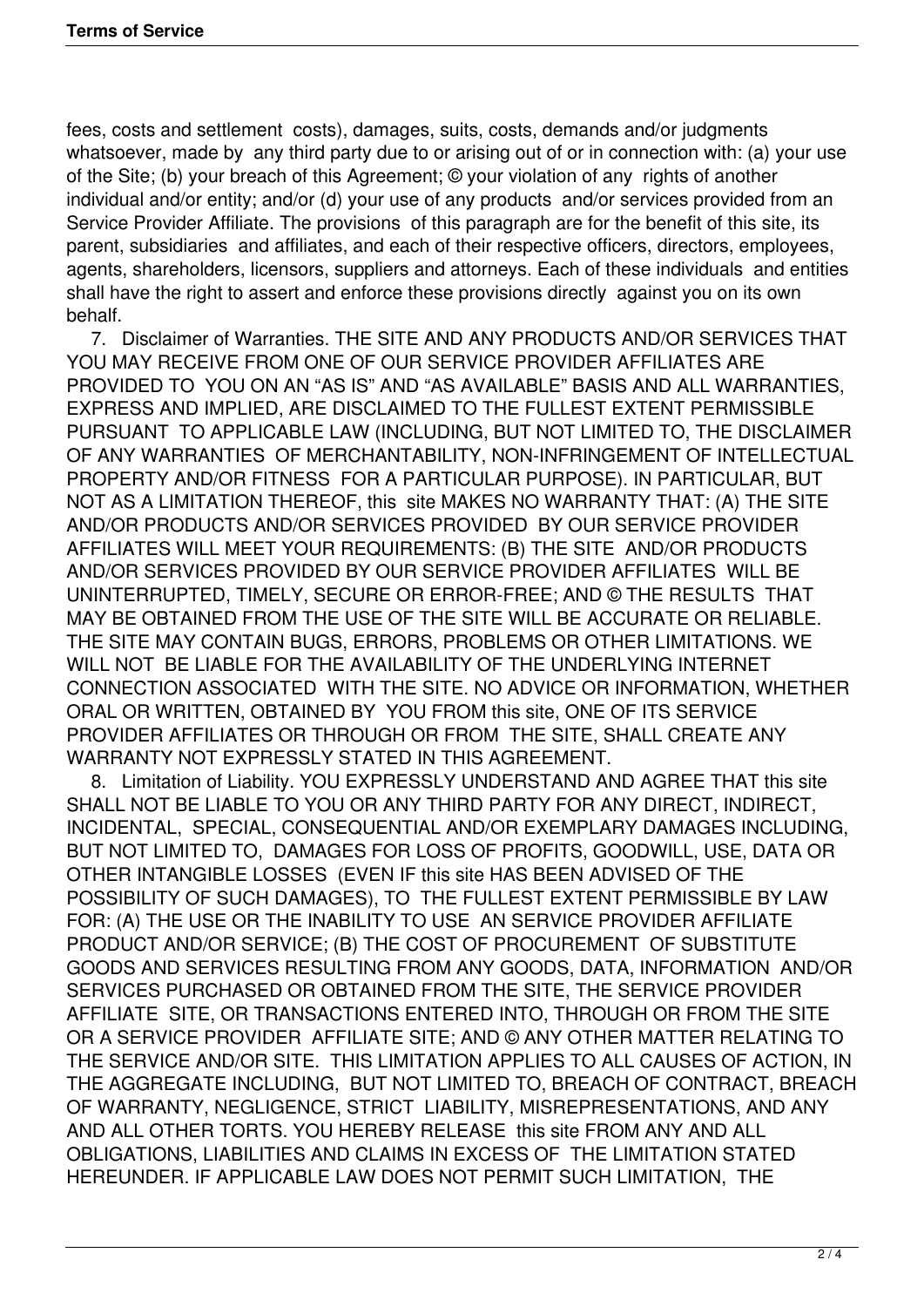fees, costs and settlement costs), damages, suits, costs, demands and/or judgments whatsoever, made by any third party due to or arising out of or in connection with: (a) your use of the Site; (b) your breach of this Agreement; © your violation of any rights of another individual and/or entity; and/or (d) your use of any products and/or services provided from an Service Provider Affiliate. The provisions of this paragraph are for the benefit of this site, its parent, subsidiaries and affiliates, and each of their respective officers, directors, employees, agents, shareholders, licensors, suppliers and attorneys. Each of these individuals and entities shall have the right to assert and enforce these provisions directly against you on its own behalf.

7. Disclaimer of Warranties. THE SITE AND ANY PRODUCTS AND/OR SERVICES THAT YOU MAY RECEIVE FROM ONE OF OUR SERVICE PROVIDER AFFILIATES ARE PROVIDED TO YOU ON AN "AS IS" AND "AS AVAILABLE" BASIS AND ALL WARRANTIES, EXPRESS AND IMPLIED, ARE DISCLAIMED TO THE FULLEST EXTENT PERMISSIBLE PURSUANT TO APPLICABLE LAW (INCLUDING, BUT NOT LIMITED TO, THE DISCLAIMER OF ANY WARRANTIES OF MERCHANTABILITY, NON-INFRINGEMENT OF INTELLECTUAL PROPERTY AND/OR FITNESS FOR A PARTICULAR PURPOSE). IN PARTICULAR, BUT NOT AS A LIMITATION THEREOF, this site MAKES NO WARRANTY THAT: (A) THE SITE AND/OR PRODUCTS AND/OR SERVICES PROVIDED BY OUR SERVICE PROVIDER AFFILIATES WILL MEET YOUR REQUIREMENTS: (B) THE SITE AND/OR PRODUCTS AND/OR SERVICES PROVIDED BY OUR SERVICE PROVIDER AFFILIATES WILL BE UNINTERRUPTED, TIMELY, SECURE OR ERROR-FREE; AND © THE RESULTS THAT MAY BE OBTAINED FROM THE USE OF THE SITE WILL BE ACCURATE OR RELIABLE. THE SITE MAY CONTAIN BUGS, ERRORS, PROBLEMS OR OTHER LIMITATIONS. WE WILL NOT BE LIABLE FOR THE AVAILABILITY OF THE UNDERLYING INTERNET CONNECTION ASSOCIATED WITH THE SITE. NO ADVICE OR INFORMATION, WHETHER ORAL OR WRITTEN, OBTAINED BY YOU FROM this site, ONE OF ITS SERVICE PROVIDER AFFILIATES OR THROUGH OR FROM THE SITE, SHALL CREATE ANY WARRANTY NOT EXPRESSLY STATED IN THIS AGREEMENT.

8. Limitation of Liability. YOU EXPRESSLY UNDERSTAND AND AGREE THAT this site SHALL NOT BE LIABLE TO YOU OR ANY THIRD PARTY FOR ANY DIRECT, INDIRECT, INCIDENTAL, SPECIAL, CONSEQUENTIAL AND/OR EXEMPLARY DAMAGES INCLUDING, BUT NOT LIMITED TO, DAMAGES FOR LOSS OF PROFITS, GOODWILL, USE, DATA OR OTHER INTANGIBLE LOSSES (EVEN IF this site HAS BEEN ADVISED OF THE POSSIBILITY OF SUCH DAMAGES), TO THE FULLEST EXTENT PERMISSIBLE BY LAW FOR: (A) THE USE OR THE INABILITY TO USE AN SERVICE PROVIDER AFFILIATE PRODUCT AND/OR SERVICE; (B) THE COST OF PROCUREMENT OF SUBSTITUTE GOODS AND SERVICES RESULTING FROM ANY GOODS, DATA, INFORMATION AND/OR SERVICES PURCHASED OR OBTAINED FROM THE SITE, THE SERVICE PROVIDER AFFILIATE SITE, OR TRANSACTIONS ENTERED INTO, THROUGH OR FROM THE SITE OR A SERVICE PROVIDER AFFILIATE SITE; AND © ANY OTHER MATTER RELATING TO THE SERVICE AND/OR SITE. THIS LIMITATION APPLIES TO ALL CAUSES OF ACTION, IN THE AGGREGATE INCLUDING, BUT NOT LIMITED TO, BREACH OF CONTRACT, BREACH OF WARRANTY, NEGLIGENCE, STRICT LIABILITY, MISREPRESENTATIONS, AND ANY AND ALL OTHER TORTS. YOU HEREBY RELEASE this site FROM ANY AND ALL OBLIGATIONS, LIABILITIES AND CLAIMS IN EXCESS OF THE LIMITATION STATED HEREUNDER. IF APPLICABLE LAW DOES NOT PERMIT SUCH LIMITATION, THE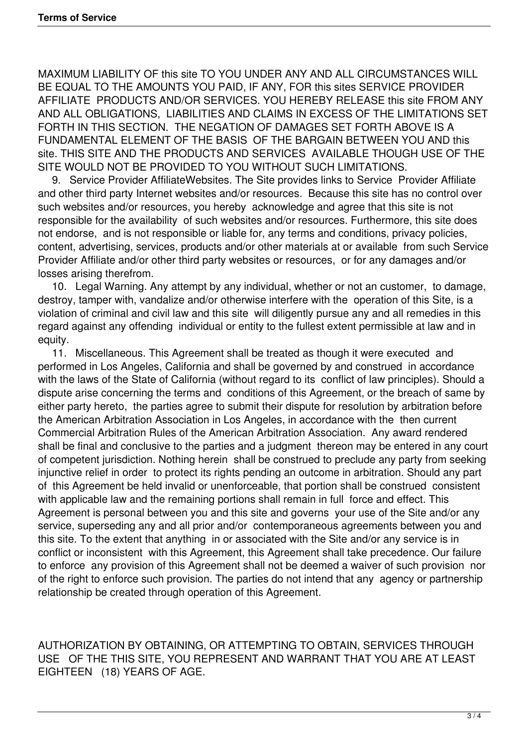MAXIMUM LIABILITY OF this site TO YOU UNDER ANY AND ALL CIRCUMSTANCES WILL BE EQUAL TO THE AMOUNTS YOU PAID, IF ANY, FOR this sites SERVICE PROVIDER AFFILIATE PRODUCTS AND/OR SERVICES. YOU HEREBY RELEASE this site FROM ANY AND ALL OBLIGATIONS, LIABILITIES AND CLAIMS IN EXCESS OF THE LIMITATIONS SET FORTH IN THIS SECTION. THE NEGATION OF DAMAGES SET FORTH ABOVE IS A FUNDAMENTAL ELEMENT OF THE BASIS OF THE BARGAIN BETWEEN YOU AND this site. THIS SITE AND THE PRODUCTS AND SERVICES AVAILABLE THOUGH USE OF THE SITE WOULD NOT BE PROVIDED TO YOU WITHOUT SUCH LIMITATIONS.

9. Service Provider AffiliateWebsites. The Site provides links to Service Provider Affiliate and other third party Internet websites and/or resources. Because this site has no control over such websites and/or resources, you hereby acknowledge and agree that this site is not responsible for the availability of such websites and/or resources. Furthermore, this site does not endorse, and is not responsible or liable for, any terms and conditions, privacy policies, content, advertising, services, products and/or other materials at or available from such Service Provider Affiliate and/or other third party websites or resources, or for any damages and/or losses arising therefrom.

10. Legal Warning. Any attempt by any individual, whether or not an customer, to damage, destroy, tamper with, vandalize and/or otherwise interfere with the operation of this Site, is a violation of criminal and civil law and this site will diligently pursue any and all remedies in this regard against any offending individual or entity to the fullest extent permissible at law and in equity.

11. Miscellaneous. This Agreement shall be treated as though it were executed and performed in Los Angeles, California and shall be governed by and construed in accordance with the laws of the State of California (without regard to its conflict of law principles). Should a dispute arise concerning the terms and conditions of this Agreement, or the breach of same by either party hereto, the parties agree to submit their dispute for resolution by arbitration before the American Arbitration Association in Los Angeles, in accordance with the then current Commercial Arbitration Rules of the American Arbitration Association. Any award rendered shall be final and conclusive to the parties and a judgment thereon may be entered in any court of competent jurisdiction. Nothing herein shall be construed to preclude any party from seeking injunctive relief in order to protect its rights pending an outcome in arbitration. Should any part of this Agreement be held invalid or unenforceable, that portion shall be construed consistent with applicable law and the remaining portions shall remain in full force and effect. This Agreement is personal between you and this site and governs your use of the Site and/or any service, superseding any and all prior and/or contemporaneous agreements between you and this site. To the extent that anything in or associated with the Site and/or any service is in conflict or inconsistent with this Agreement, this Agreement shall take precedence. Our failure to enforce any provision of this Agreement shall not be deemed a waiver of such provision nor of the right to enforce such provision. The parties do not intend that any agency or partnership relationship be created through operation of this Agreement.

AUTHORIZATION BY OBTAINING, OR ATTEMPTING TO OBTAIN, SERVICES THROUGH USE OF THE THIS SITE, YOU REPRESENT AND WARRANT THAT YOU ARE AT LEAST EIGHTEEN (18) YEARS OF AGE.